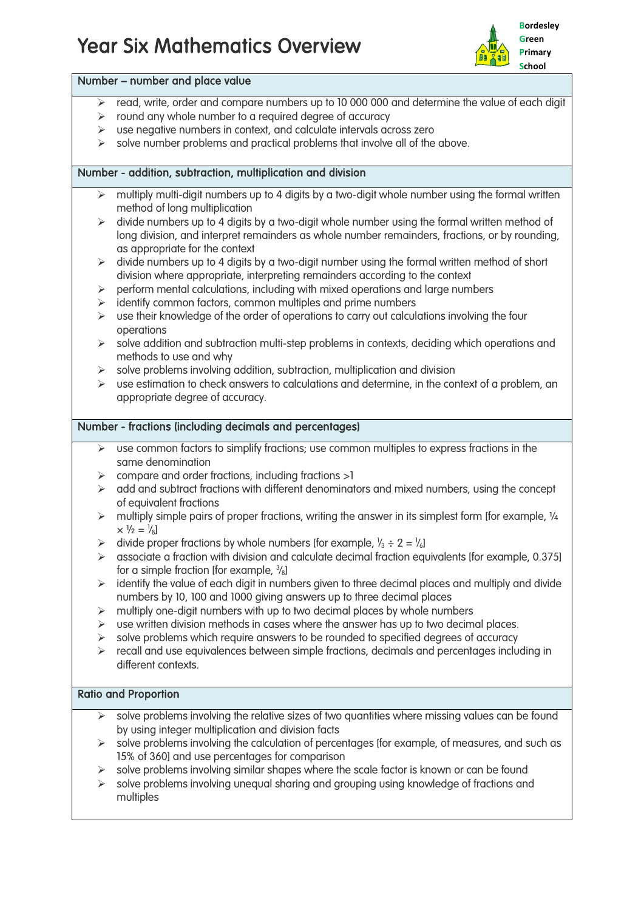# Year Six Mathematics Overview

**B**ordesley **G**reen **P**rimary **S**chool

## Number – number and place value

- read, write, order and compare numbers up to 10 000 000 and determine the value of each digit
- round any whole number to a required degree of accuracy
- use negative numbers in context, and calculate intervals across zero
- solve number problems and practical problems that involve all of the above.

## Number - addition, subtraction, multiplication and division

- multiply multi-digit numbers up to 4 digits by a two-digit whole number using the formal written method of long multiplication
- divide numbers up to 4 digits by a two-digit whole number using the formal written method of long division, and interpret remainders as whole number remainders, fractions, or by rounding, as appropriate for the context
- divide numbers up to 4 digits by a two-digit number using the formal written method of short division where appropriate, interpreting remainders according to the context
- perform mental calculations, including with mixed operations and large numbers
- identify common factors, common multiples and prime numbers
- use their knowledge of the order of operations to carry out calculations involving the four operations
- solve addition and subtraction multi-step problems in contexts, deciding which operations and methods to use and why
- solve problems involving addition, subtraction, multiplication and division
- use estimation to check answers to calculations and determine, in the context of a problem, an appropriate degree of accuracy.

## Number - fractions (including decimals and percentages)

- use common factors to simplify fractions; use common multiples to express fractions in the same denomination
- compare and order fractions, including fractions >1
- add and subtract fractions with different denominators and mixed numbers, using the concept of equivalent fractions
- multiply simple pairs of proper fractions, writing the answer in its simplest form [for example, $\frac{1}{4} \times \frac{1}{2} = \frac{1}{8}$]
- divide proper fractions by whole numbers [for example, $\frac{1}{3} \div 2 = \frac{1}{6}$]
- associate a fraction with division and calculate decimal fraction equivalents [for example, 0.375] for a simple fraction [for example, $\frac{3}{8}$]
- identify the value of each digit in numbers given to three decimal places and multiply and divide numbers by 10, 100 and 1000 giving answers up to three decimal places
- multiply one-digit numbers with up to two decimal places by whole numbers
- use written division methods in cases where the answer has up to two decimal places.
- solve problems which require answers to be rounded to specified degrees of accuracy
- recall and use equivalences between simple fractions, decimals and percentages including in different contexts.

## Ratio and Proportion

- solve problems involving the relative sizes of two quantities where missing values can be found by using integer multiplication and division facts
- solve problems involving the calculation of percentages [for example, of measures, and such as 15% of 360] and use percentages for comparison
- solve problems involving similar shapes where the scale factor is known or can be found
- solve problems involving unequal sharing and grouping using knowledge of fractions and multiples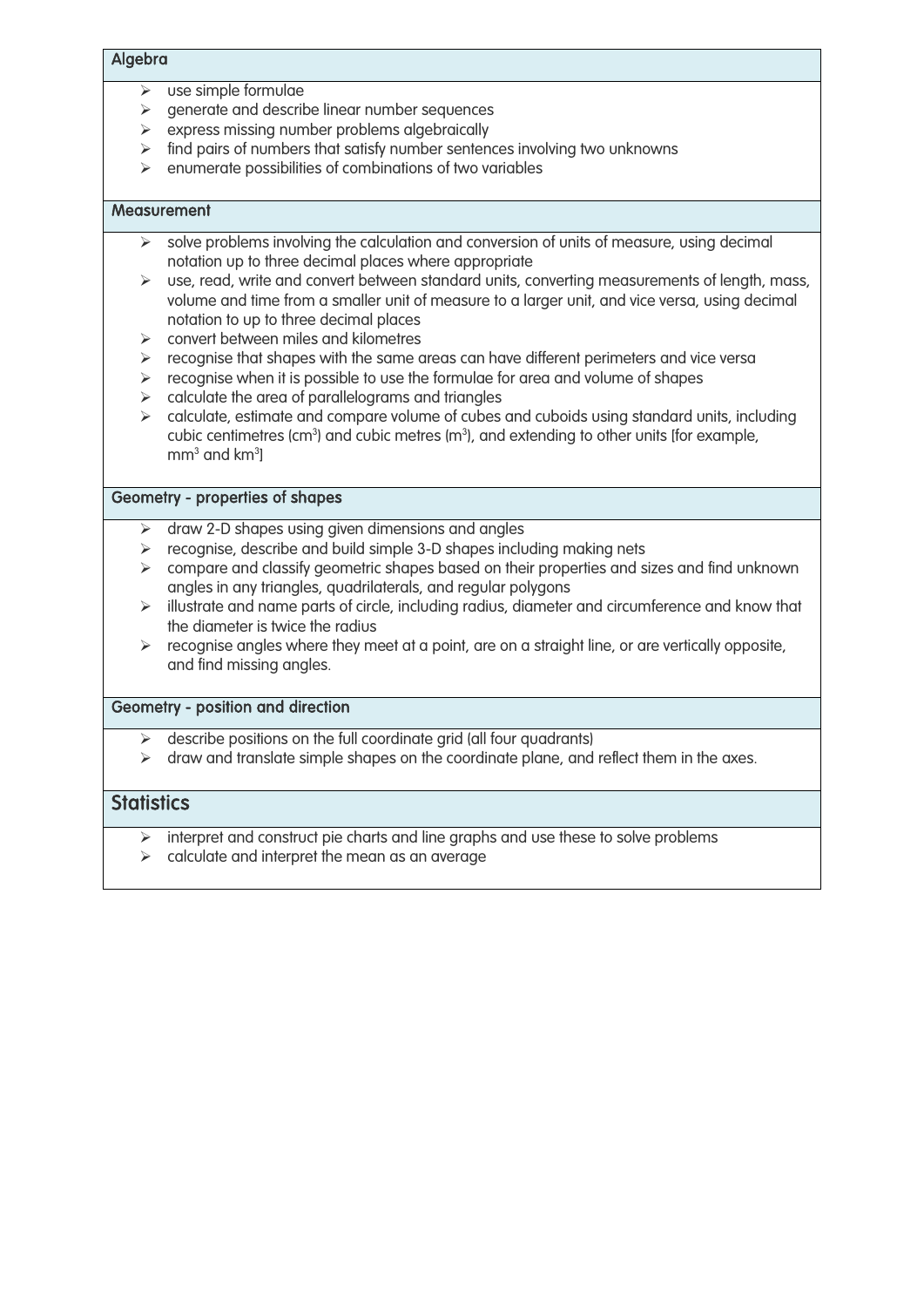## Algebra

- use simple formulae
- generate and describe linear number sequences
- express missing number problems algebraically
- find pairs of numbers that satisfy number sentences involving two unknowns
- enumerate possibilities of combinations of two variables

## Measurement

- solve problems involving the calculation and conversion of units of measure, using decimal notation up to three decimal places where appropriate
- use, read, write and convert between standard units, converting measurements of length, mass, volume and time from a smaller unit of measure to a larger unit, and vice versa, using decimal notation to up to three decimal places
- convert between miles and kilometres
- recognise that shapes with the same areas can have different perimeters and vice versa
- recognise when it is possible to use the formulae for area and volume of shapes
- calculate the area of parallelograms and triangles
- calculate, estimate and compare volume of cubes and cuboids using standard units, including cubic centimetres ($cm^3$) and cubic metres ($m^3$), and extending to other units [for example, $mm^3$ and $km^3$]

## Geometry - properties of shapes

- draw 2-D shapes using given dimensions and angles
- recognise, describe and build simple 3-D shapes including making nets
- compare and classify geometric shapes based on their properties and sizes and find unknown angles in any triangles, quadrilaterals, and regular polygons
- illustrate and name parts of circle, including radius, diameter and circumference and know that the diameter is twice the radius
- recognise angles where they meet at a point, are on a straight line, or are vertically opposite, and find missing angles.

## Geometry - position and direction

- describe positions on the full coordinate grid (all four quadrants)
- draw and translate simple shapes on the coordinate plane, and reflect them in the axes.

## Statistics

- interpret and construct pie charts and line graphs and use these to solve problems
- calculate and interpret the mean as an average